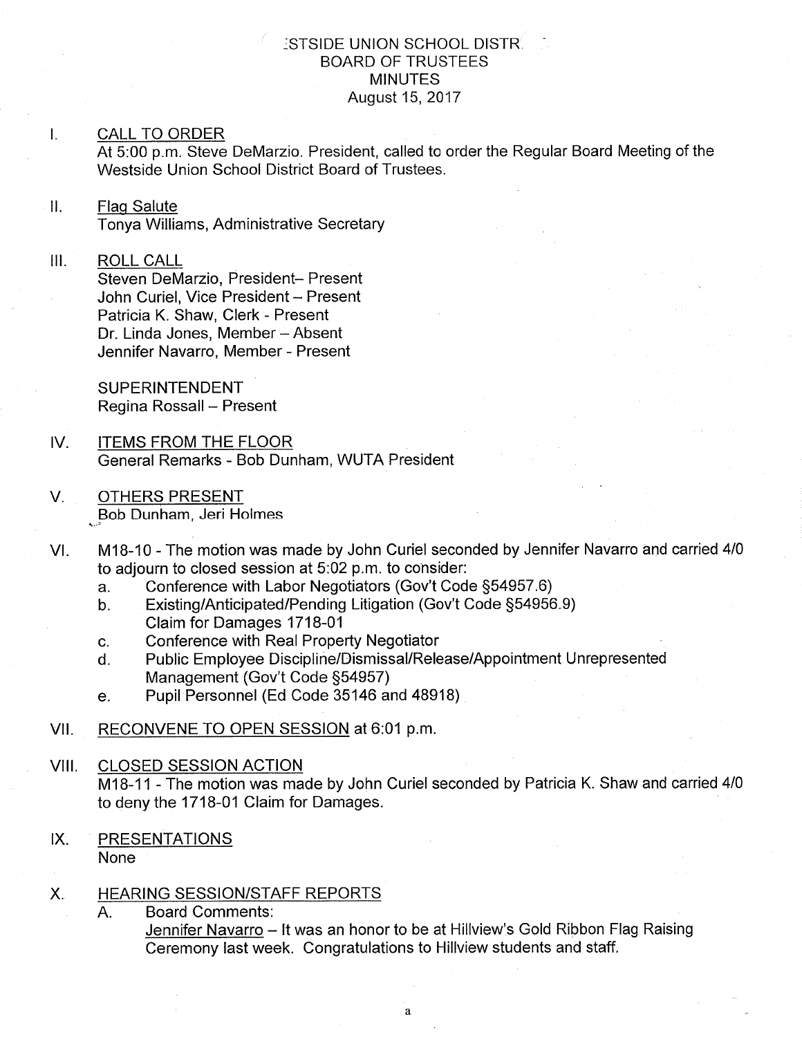# :STSIDE UNION SCHOOL DISTR
## BOARD OF TRUSTEES
## MINUTES
## August 15, 2017

I. CALL TO ORDER

At 5:00 p.m. Steve DeMarzio. President, called to order the Regular Board Meeting of the Westside Union School District Board of Trustees.

II. Flag Salute

Tonya Williams, Administrative Secretary

III. ROLL CALL

Steven DeMarzio, President– Present
John Curiel, Vice President – Present
Patricia K. Shaw, Clerk - Present
Dr. Linda Jones, Member – Absent
Jennifer Navarro, Member - Present

SUPERINTENDENT
Regina Rossall – Present

IV. ITEMS FROM THE FLOOR

General Remarks - Bob Dunham, WUTA President

V. OTHERS PRESENT

Bob Dunham, Jeri Holmes

VI. M18-10 - The motion was made by John Curiel seconded by Jennifer Navarro and carried 4/0 to adjourn to closed session at 5:02 p.m. to consider:

a. Conference with Labor Negotiators (Gov't Code §54957.6)
b. Existing/Anticipated/Pending Litigation (Gov't Code §54956.9) Claim for Damages 1718-01
c. Conference with Real Property Negotiator
d. Public Employee Discipline/Dismissal/Release/Appointment Unrepresented Management (Gov't Code §54957)
e. Pupil Personnel (Ed Code 35146 and 48918)

VII. RECONVENE TO OPEN SESSION at 6:01 p.m.

VIII. CLOSED SESSION ACTION

M18-11 - The motion was made by John Curiel seconded by Patricia K. Shaw and carried 4/0 to deny the 1718-01 Claim for Damages.

IX. PRESENTATIONS

None

X. HEARING SESSION/STAFF REPORTS

A. Board Comments:

Jennifer Navarro – It was an honor to be at Hillview's Gold Ribbon Flag Raising Ceremony last week. Congratulations to Hillview students and staff.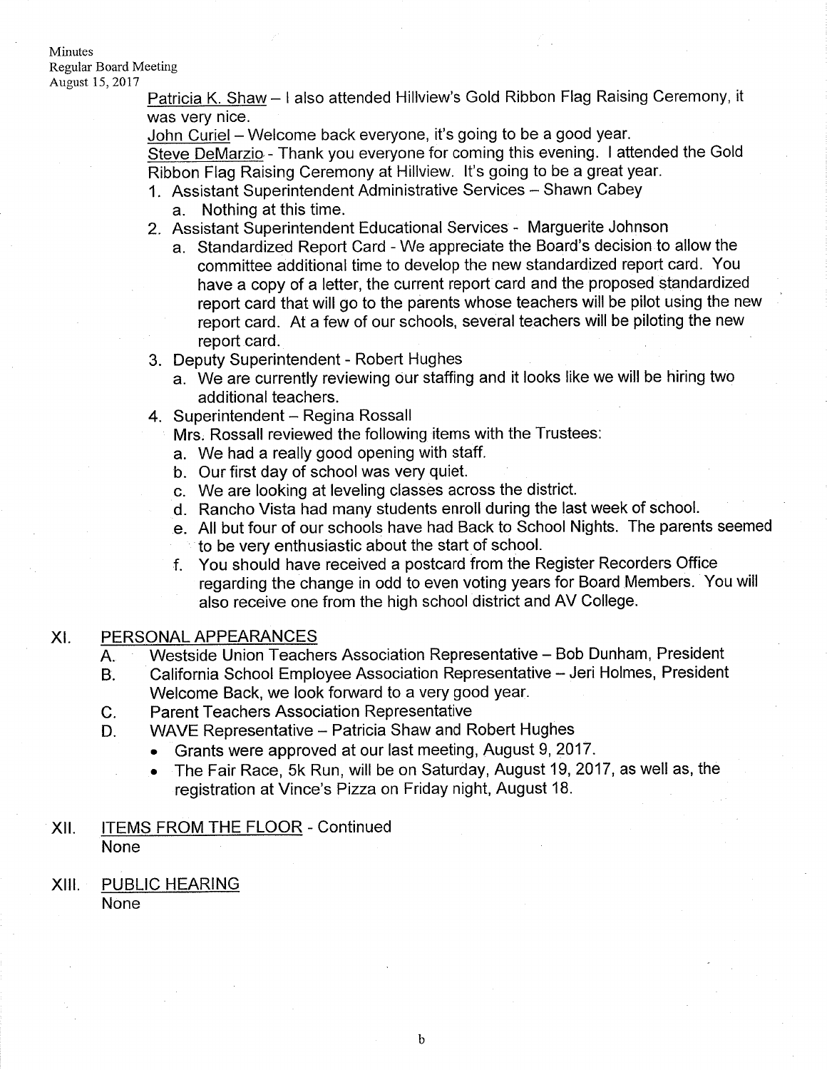Patricia K. Shaw – I also attended Hillview's Gold Ribbon Flag Raising Ceremony, it was very nice.

John Curiel – Welcome back everyone, it's going to be a good year.

Steve DeMarzio - Thank you everyone for coming this evening. I attended the Gold Ribbon Flag Raising Ceremony at Hillview. It's going to be a great year.

1. Assistant Superintendent Administrative Services – Shawn Cabey
   a. Nothing at this time.
2. Assistant Superintendent Educational Services - Marguerite Johnson
   a. Standardized Report Card - We appreciate the Board's decision to allow the committee additional time to develop the new standardized report card. You have a copy of a letter, the current report card and the proposed standardized report card that will go to the parents whose teachers will be pilot using the new report card. At a few of our schools, several teachers will be piloting the new report card.
3. Deputy Superintendent - Robert Hughes
   a. We are currently reviewing our staffing and it looks like we will be hiring two additional teachers.
4. Superintendent – Regina Rossall

   Mrs. Rossall reviewed the following items with the Trustees:
   a. We had a really good opening with staff.
   b. Our first day of school was very quiet.
   c. We are looking at leveling classes across the district.
   d. Rancho Vista had many students enroll during the last week of school.
   e. All but four of our schools have had Back to School Nights. The parents seemed to be very enthusiastic about the start of school.
   f. You should have received a postcard from the Register Recorders Office regarding the change in odd to even voting years for Board Members. You will also receive one from the high school district and AV College.

## XI. PERSONAL APPEARANCES

A. Westside Union Teachers Association Representative – Bob Dunham, President

B. California School Employee Association Representative – Jeri Holmes, President
Welcome Back, we look forward to a very good year.

C. Parent Teachers Association Representative

D. WAVE Representative – Patricia Shaw and Robert Hughes
- Grants were approved at our last meeting, August 9, 2017.
- The Fair Race, 5k Run, will be on Saturday, August 19, 2017, as well as, the registration at Vince's Pizza on Friday night, August 18.

## XII. ITEMS FROM THE FLOOR - Continued

None

## XIII. PUBLIC HEARING

None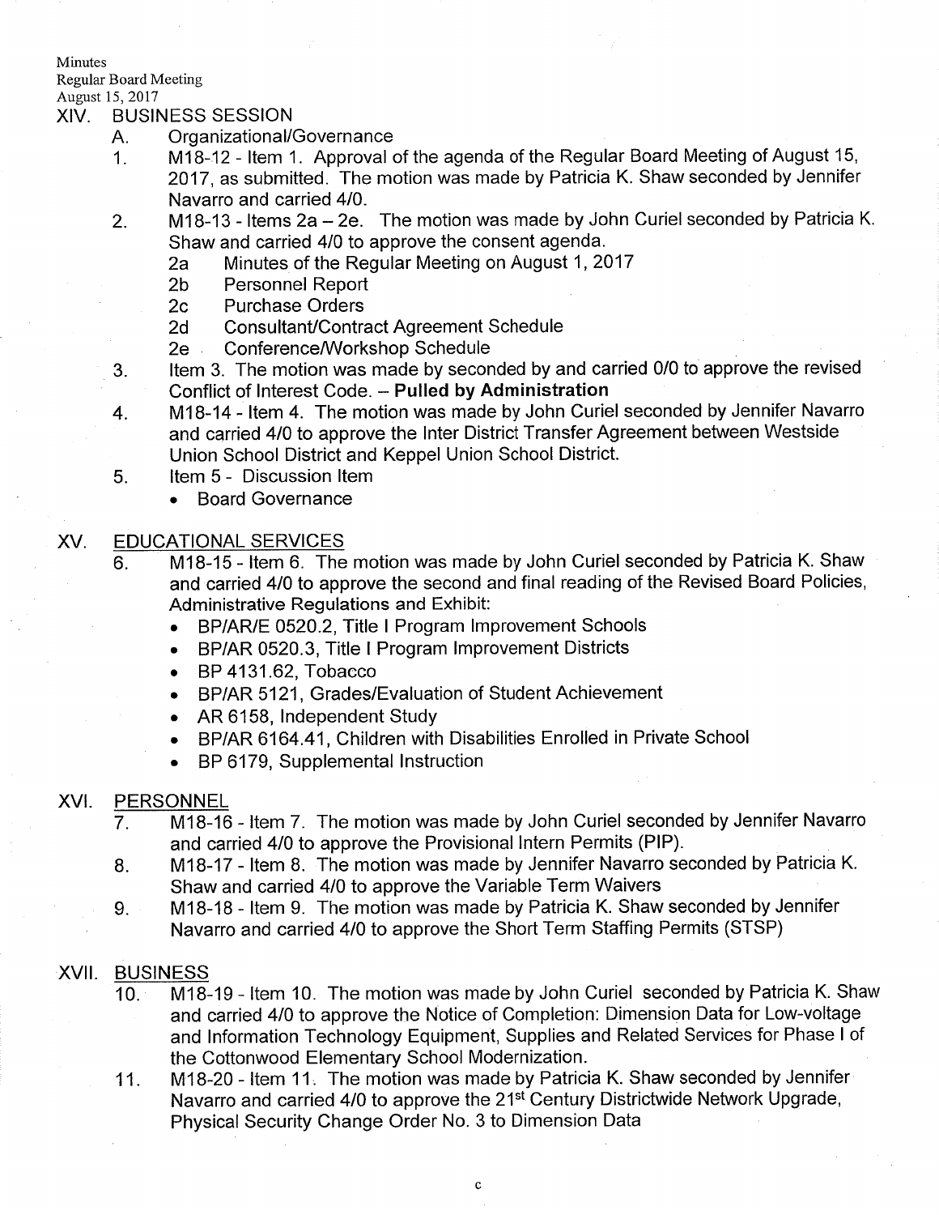Minutes
Regular Board Meeting
August 15, 2017

## XIV. BUSINESS SESSION

A. Organizational/Governance

1. M18-12 - Item 1. Approval of the agenda of the Regular Board Meeting of August 15, 2017, as submitted. The motion was made by Patricia K. Shaw seconded by Jennifer Navarro and carried 4/0.
2. M18-13 - Items 2a – 2e. The motion was made by John Curiel seconded by Patricia K. Shaw and carried 4/0 to approve the consent agenda.
   - 2a Minutes of the Regular Meeting on August 1, 2017
   - 2b Personnel Report
   - 2c Purchase Orders
   - 2d Consultant/Contract Agreement Schedule
   - 2e Conference/Workshop Schedule
3. Item 3. The motion was made by seconded by and carried 0/0 to approve the revised Conflict of Interest Code. – **Pulled by Administration**
4. M18-14 - Item 4. The motion was made by John Curiel seconded by Jennifer Navarro and carried 4/0 to approve the Inter District Transfer Agreement between Westside Union School District and Keppel Union School District.
5. Item 5 - Discussion Item
   - Board Governance

## XV. EDUCATIONAL SERVICES

6. M18-15 - Item 6. The motion was made by John Curiel seconded by Patricia K. Shaw and carried 4/0 to approve the second and final reading of the Revised Board Policies, Administrative Regulations and Exhibit:
   - BP/AR/E 0520.2, Title I Program Improvement Schools
   - BP/AR 0520.3, Title I Program Improvement Districts
   - BP 4131.62, Tobacco
   - BP/AR 5121, Grades/Evaluation of Student Achievement
   - AR 6158, Independent Study
   - BP/AR 6164.41, Children with Disabilities Enrolled in Private School
   - BP 6179, Supplemental Instruction

## XVI. PERSONNEL

7. M18-16 - Item 7. The motion was made by John Curiel seconded by Jennifer Navarro and carried 4/0 to approve the Provisional Intern Permits (PIP).
8. M18-17 - Item 8. The motion was made by Jennifer Navarro seconded by Patricia K. Shaw and carried 4/0 to approve the Variable Term Waivers
9. M18-18 - Item 9. The motion was made by Patricia K. Shaw seconded by Jennifer Navarro and carried 4/0 to approve the Short Term Staffing Permits (STSP)

## XVII. BUSINESS

10. M18-19 - Item 10. The motion was made by John Curiel seconded by Patricia K. Shaw and carried 4/0 to approve the Notice of Completion: Dimension Data for Low-voltage and Information Technology Equipment, Supplies and Related Services for Phase I of the Cottonwood Elementary School Modernization.
11. M18-20 - Item 11. The motion was made by Patricia K. Shaw seconded by Jennifer Navarro and carried 4/0 to approve the 21st Century Districtwide Network Upgrade, Physical Security Change Order No. 3 to Dimension Data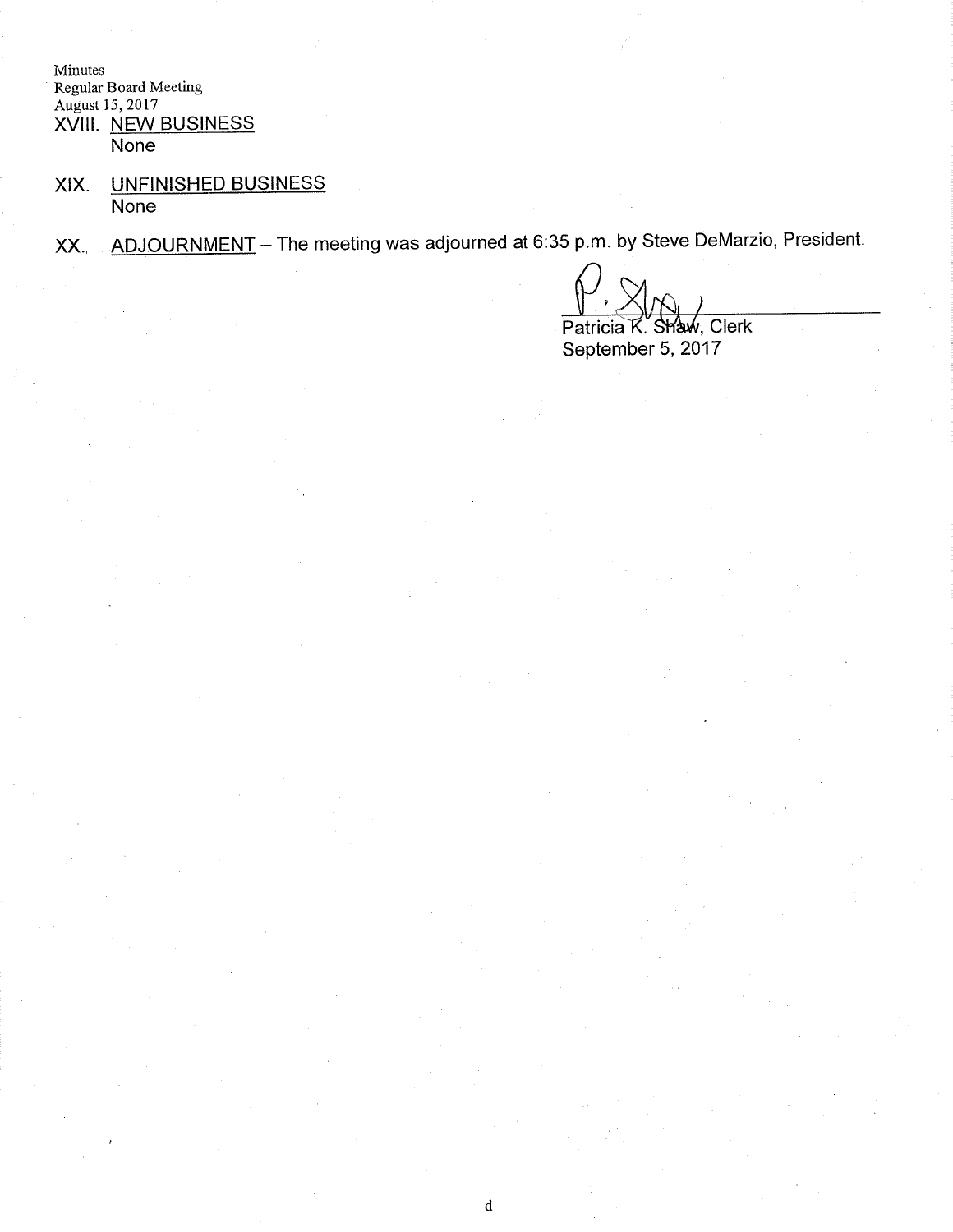XVIII. NEW BUSINESS
None

XIX. UNFINISHED BUSINESS
None

XX. ADJOURNMENT – The meeting was adjourned at 6:35 p.m. by Steve DeMarzio, President.

Patricia K. Shaw, Clerk
September 5, 2017